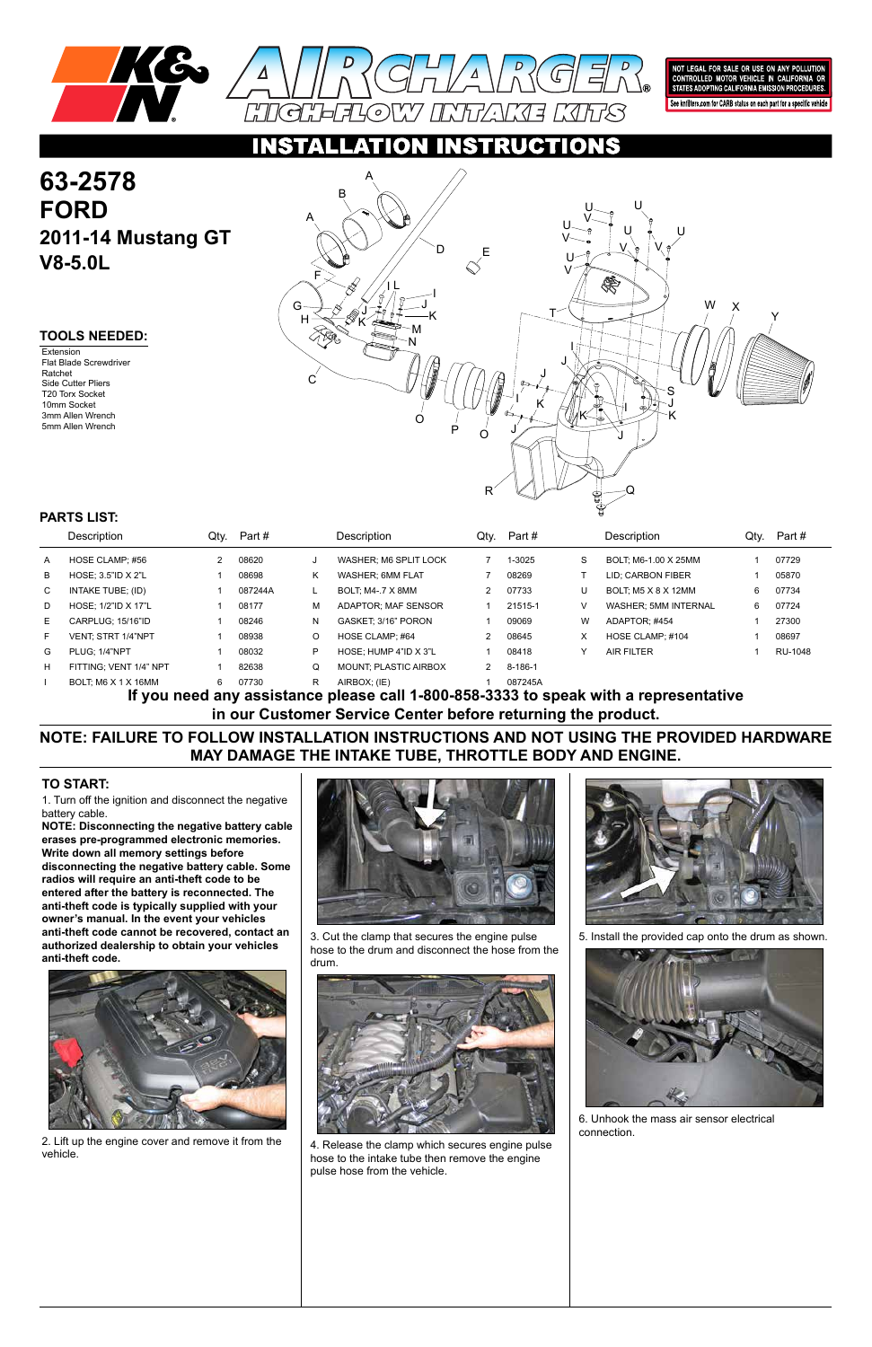# INSTALLATION INSTRUCTIONS

NOT LEGAL FOR SALE OR USE ON ANY POLLUTION CONTROLLED MOTOR VEHICLE IN CALIFORNIA OR STATES ADOPTING CALIFORNIA EMISSION PROCEDURES.

See knfilters.com for CARB status on each part for a specific vehicle

## 63-2578
## FORD
### 2011-14 Mustang GT
### V8-5.0L

### TOOLS NEEDED:

Extension
Flat Blade Screwdriver
Ratchet
Side Cutter Pliers
T20 Torx Socket
10mm Socket
3mm Allen Wrench
5mm Allen Wrench

### PARTS LIST:

| | Description | Qty. | Part # | | Description | Qty. | Part # | | Description | Qty. | Part # |
|---|---|---|---|---|---|---|---|---|---|---|---|
| A | HOSE CLAMP; #56 | 2 | 08620 | J | WASHER; M6 SPLIT LOCK | 7 | 1-3025 | S | BOLT; M6-1.00 X 25MM | 1 | 07729 |
| B | HOSE; 3.5"ID X 2"L | 1 | 08698 | K | WASHER; 6MM FLAT | 7 | 08269 | T | LID; CARBON FIBER | 1 | 05870 |
| C | INTAKE TUBE; (ID) | 1 | 087244A | L | BOLT; M4-.7 X 8MM | 2 | 07733 | U | BOLT; M5 X 8 X 12MM | 6 | 07734 |
| D | HOSE; 1/2"ID X 17"L | 1 | 08177 | M | ADAPTOR; MAF SENSOR | 1 | 21515-1 | V | WASHER; 5MM INTERNAL | 6 | 07724 |
| E | CARPLUG; 15/16"ID | 1 | 08246 | N | GASKET; 3/16" PORON | 1 | 09069 | W | ADAPTOR; #454 | 1 | 27300 |
| F | VENT; STRT 1/4"NPT | 1 | 08938 | O | HOSE CLAMP; #64 | 2 | 08645 | X | HOSE CLAMP; #104 | 1 | 08697 |
| G | PLUG; 1/4"NPT | 1 | 08032 | P | HOSE; HUMP 4"ID X 3"L | 1 | 08418 | Y | AIR FILTER | 1 | RU-1048 |
| H | FITTING; VENT 1/4" NPT | 1 | 82638 | Q | MOUNT; PLASTIC AIRBOX | 2 | 8-186-1 | | | | |
| I | BOLT; M6 X 1 X 16MM | 6 | 07730 | R | AIRBOX; (IE) | 1 | 087245A | | | | |

**If you need any assistance please call 1-800-858-3333 to speak with a representative in our Customer Service Center before returning the product.**

**NOTE: FAILURE TO FOLLOW INSTALLATION INSTRUCTIONS AND NOT USING THE PROVIDED HARDWARE MAY DAMAGE THE INTAKE TUBE, THROTTLE BODY AND ENGINE.**

### TO START:

1. Turn off the ignition and disconnect the negative battery cable.

**NOTE: Disconnecting the negative battery cable erases pre-programmed electronic memories. Write down all memory settings before disconnecting the negative battery cable. Some radios will require an anti-theft code to be entered after the battery is reconnected. The anti-theft code is typically supplied with your owner's manual. In the event your vehicles anti-theft code cannot be recovered, contact an authorized dealership to obtain your vehicles anti-theft code.**

2. Lift up the engine cover and remove it from the vehicle.

3. Cut the clamp that secures the engine pulse hose to the drum and disconnect the hose from the drum.

4. Release the clamp which secures engine pulse hose to the intake tube then remove the engine pulse hose from the vehicle.

5. Install the provided cap onto the drum as shown.

6. Unhook the mass air sensor electrical connection.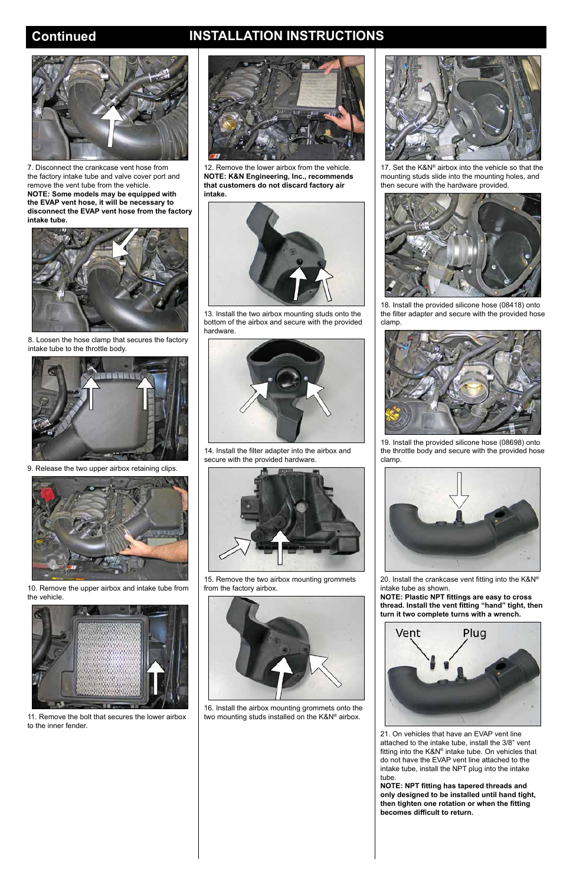## Continued

## INSTALLATION INSTRUCTIONS

7. Disconnect the crankcase vent hose from the factory intake tube and valve cover port and remove the vent tube from the vehicle.
**NOTE: Some models may be equipped with the EVAP vent hose, it will be necessary to disconnect the EVAP vent hose from the factory intake tube.**

8. Loosen the hose clamp that secures the factory intake tube to the throttle body.

9. Release the two upper airbox retaining clips.

10. Remove the upper airbox and intake tube from the vehicle.

11. Remove the bolt that secures the lower airbox to the inner fender.

12. Remove the lower airbox from the vehicle.
**NOTE: K&N Engineering, Inc., recommends that customers do not discard factory air intake.**

13. Install the two airbox mounting studs onto the bottom of the airbox and secure with the provided hardware.

14. Install the filter adapter into the airbox and secure with the provided hardware.

15. Remove the two airbox mounting grommets from the factory airbox.

16. Install the airbox mounting grommets onto the two mounting studs installed on the K&N® airbox.

17. Set the K&N® airbox into the vehicle so that the mounting studs slide into the mounting holes, and then secure with the hardware provided.

18. Install the provided silicone hose (08418) onto the filter adapter and secure with the provided hose clamp.

19. Install the provided silicone hose (08698) onto the throttle body and secure with the provided hose clamp.

20. Install the crankcase vent fitting into the K&N® intake tube as shown.
**NOTE: Plastic NPT fittings are easy to cross thread. Install the vent fitting "hand" tight, then turn it two complete turns with a wrench.**

Vent Plug

21. On vehicles that have an EVAP vent line attached to the intake tube, install the 3/8" vent fitting into the K&N® intake tube. On vehicles that do not have the EVAP vent line attached to the intake tube, install the NPT plug into the intake tube.
**NOTE: NPT fitting has tapered threads and only designed to be installed until hand tight, then tighten one rotation or when the fitting becomes difficult to return.**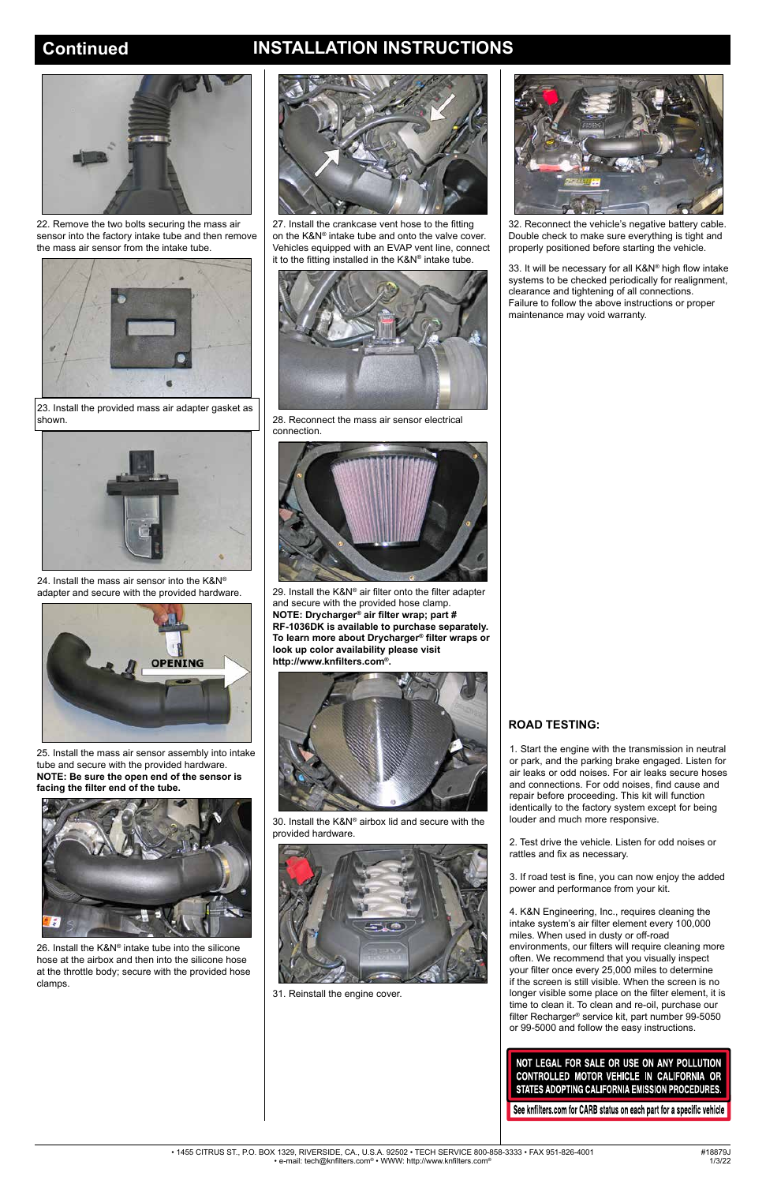## Continued

# INSTALLATION INSTRUCTIONS

22. Remove the two bolts securing the mass air sensor into the factory intake tube and then remove the mass air sensor from the intake tube.

23. Install the provided mass air adapter gasket as shown.

24. Install the mass air sensor into the K&N® adapter and secure with the provided hardware.

OPENING

25. Install the mass air sensor assembly into intake tube and secure with the provided hardware. **NOTE: Be sure the open end of the sensor is facing the filter end of the tube.**

26. Install the K&N® intake tube into the silicone hose at the airbox and then into the silicone hose at the throttle body; secure with the provided hose clamps.

27. Install the crankcase vent hose to the fitting on the K&N® intake tube and onto the valve cover. Vehicles equipped with an EVAP vent line, connect it to the fitting installed in the K&N® intake tube.

28. Reconnect the mass air sensor electrical connection.

29. Install the K&N® air filter onto the filter adapter and secure with the provided hose clamp. **NOTE: Drycharger® air filter wrap; part # RF-1036DK is available to purchase separately. To learn more about Drycharger® filter wraps or look up color availability please visit http://www.knfilters.com®.**

30. Install the K&N® airbox lid and secure with the provided hardware.

31. Reinstall the engine cover.

32. Reconnect the vehicle's negative battery cable. Double check to make sure everything is tight and properly positioned before starting the vehicle.

33. It will be necessary for all K&N® high flow intake systems to be checked periodically for realignment, clearance and tightening of all connections. Failure to follow the above instructions or proper maintenance may void warranty.

### ROAD TESTING:

1. Start the engine with the transmission in neutral or park, and the parking brake engaged. Listen for air leaks or odd noises. For air leaks secure hoses and connections. For odd noises, find cause and repair before proceeding. This kit will function identically to the factory system except for being louder and much more responsive.

2. Test drive the vehicle. Listen for odd noises or rattles and fix as necessary.

3. If road test is fine, you can now enjoy the added power and performance from your kit.

4. K&N Engineering, Inc., requires cleaning the intake system's air filter element every 100,000 miles. When used in dusty or off-road environments, our filters will require cleaning more often. We recommend that you visually inspect your filter once every 25,000 miles to determine if the screen is still visible. When the screen is no longer visible some place on the filter element, it is time to clean it. To clean and re-oil, purchase our filter Recharger® service kit, part number 99-5050 or 99-5000 and follow the easy instructions.

**NOT LEGAL FOR SALE OR USE ON ANY POLLUTION CONTROLLED MOTOR VEHICLE IN CALIFORNIA OR STATES ADOPTING CALIFORNIA EMISSION PROCEDURES.**

**See knfilters.com for CARB status on each part for a specific vehicle**

• 1455 CITRUS ST., P.O. BOX 1329, RIVERSIDE, CA., U.S.A. 92502 • TECH SERVICE 800-858-3333 • FAX 951-826-4001 • e-mail: tech@knfilters.com® • WWW: http://www.knfilters.com®

#18879J
1/3/22